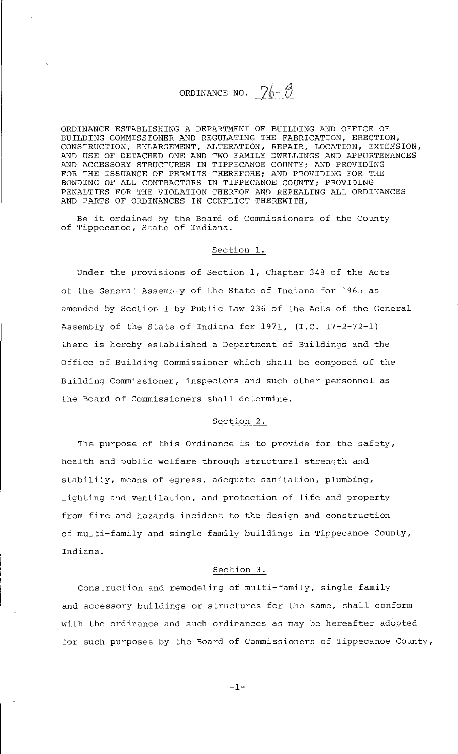# ORDINANCE NO. 76-8

ORDINANCE ESTABLISHING A DEPARTMENT OF BUILDING AND OFFICE OF BUILDING COMMISSIONER AND REGULATING THE FABRICATION, ERECTION, CONSTRUCTION, ENLARGEMENT, ALTERATION, REPAIR, LOCATION, EXTENSION, AND USE OF DETACHED ONE AND TWO FAMILY DWELLINGS AND APPURTENANCES AND ACCESSORY STRUCTURES IN TIPPECANOE COUNTY; AND PROVIDING FOR THE ISSUANCE OF PERMITS THEREFORE; AND PROVIDING FOR THE BONDING OF ALL CONTRACTORS IN TIPPECANOE COUNTY; PROVIDING PENALTIES FOR THE VIOLATION THEREOF AND REPEALING ALL ORDINANCES AND PARTS OF ORDINANCES IN CONFLICT THEREWITH,

Be it ordained by the Board of Commissioners of the County of Tippecanoe, State of Indiana.

## Section 1.

Under the provisions of Section 1, Chapter 348 of the Acts of the General Assembly of the State of Indiana for 1965 as amended by Section 1 by Public Law 236 of the Acts of the General Assembly of the State of Indiana for 1971, (I.C. 17-2-72-1) there is hereby established a Department of Buildings and the Office of Building Commissioner which shall be composed of the Building Commissioner, inspectors and such other personnel as the Board of Commissioners shall determine.

## Section 2.

The purpose of this Ordinance is to provide for the safety, health and public welfare through structural strength and stability, means of egress, adequate sanitation, plumbing, lighting and ventilation, and protection of life and property from fire and hazards incident to the design and construction of multi-family and single family buildings in Tippecanoe County, Indiana.

## Section 3.

Construction and remodeling of multi-family, single family and accessory buildings or structures for the same, shall conform with the ordinance and such ordinances as may be hereafter adopted for such purposes by the Board of Commissioners of Tippecanoe County,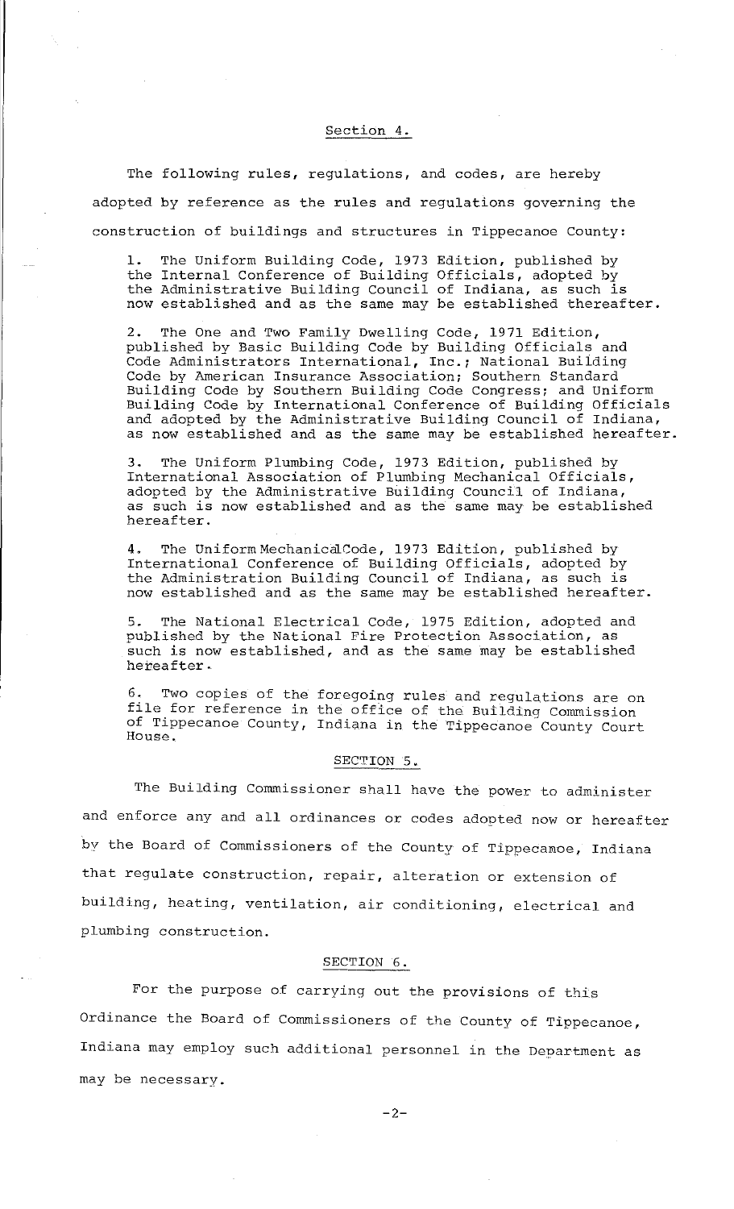## Section 4.

The following rules, regulations, and codes, are hereby adopted by reference as the rules and regulations governing the construction of buildings and structures in Tippecanoe County:

1. The Uniform Building Code, 1973 Edition, published by the Internal Conference of Building Officials, adopted by the Administrative Building Council of Indiana, as such is now established and as the same may be established thereafter.

2. The One and Two Family Dwelling Code, 1971 Edition, published by Basic Building Code by Building Officials and Code Administrators International, Inc.; National Building Code by American Insurance Association; Southern Standard Building Code by Southern Building Code Congress; and Uniform Building Code by International Conference of Building Officials and adopted by the Administrative Building Council of Indiana, as now established and as the same may be established hereafter.

3. The Uniform Plumbing Code, 1973 Edition, published by International Association of Plumbing Mechanical Officials, adopted by the Administrative Building Council of Indiana, as such is now established and as the same may be established hereafter.

4. The Uniform MechanicalCode, 1973 Edition, published by International Conference of Building Officials, adopted by the Administration Building Council of Indiana, as such is now established and as the same may be established hereafter.

5. The National Electrical Code, 1975 Edition, adopted and published by the National Fire Protection Association, as such is now established, and as the same may be established hereafter.

6. Two copies of the foregoing rules and regulations are on file for reference in the office of the Building Commission of Tippecanoe County, Indiana in the Tippecanoe County Court House.

## SECTION 5.

The Building Commissioner shall have the power to administer and enforce any and all ordinances or codes adopted now or hereafter by the Board of Commissioners of the County of Tippecamoe, Indiana that regulate construction, repair, alteration or extension of building, heating, ventilation, air conditioning, electrical and plumbing construction.

## SECTION 6.

For the purpose of carrying out the provisions of this Ordinance the Board of Commissioners of the County of Tippecanoe, Indiana may employ such additional personnel in the Department as may be necessary.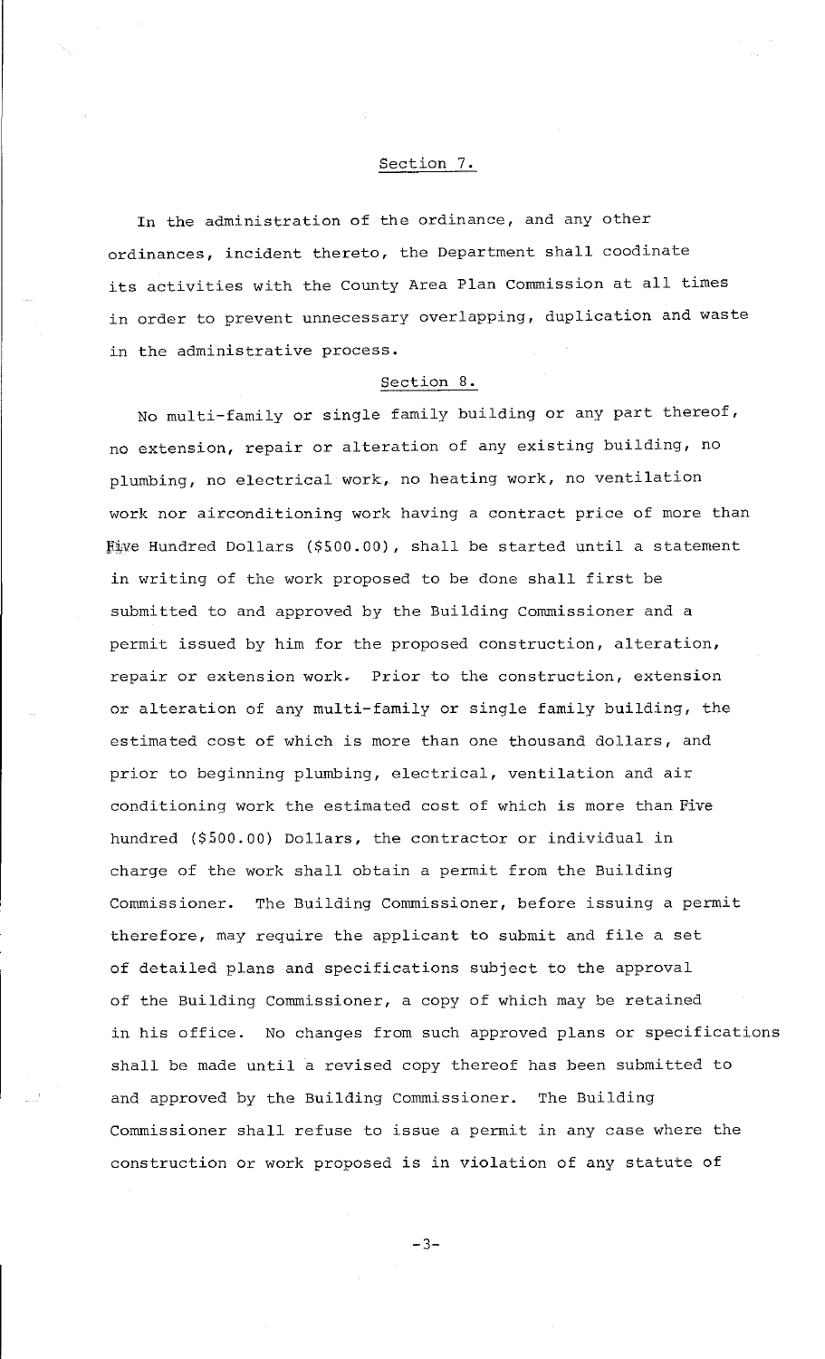## Section 7.

In the administration of the ordinance, and any other ordinances, incident thereto, the Department shall coodinate its activities with the County Area Plan Commission at all times in order to prevent unnecessary overlapping, duplication and waste in the administrative process.

## Section 8.

No multi-family or single family building or any part thereof, no extension, repair or alteration of any existing building, no plumbing, no electrical work, no heating work, no ventilation work nor airconditioning work having a contract price of more than Five Hundred Dollars ($500.00), shall be started until a statement in writing of the work proposed to be done shall first be submitted to and approved by the Building Commissioner and a permit issued by him for the proposed construction, alteration, repair or extension work. Prior to the construction, extension or alteration of any multi-family or single family building, the estimated cost of which is more than one thousand dollars, and prior to beginning plumbing, electrical, ventilation and air conditioning work the estimated cost of which is more than Five hundred ($500.00) Dollars, the contractor or individual in charge of the work shall obtain a permit from the Building Commissioner. The Building Commissioner, before issuing a permit therefore, may require the applicant to submit and file a set of detailed plans and specifications subject to the approval of the Building Commissioner, a copy of which may be retained in his office. No changes from such approved plans or specifications shall be made until a revised copy thereof has been submitted to and approved by the Building Commissioner. The Building Commissioner shall refuse to issue a permit in any case where the construction or work proposed is in violation of any statute of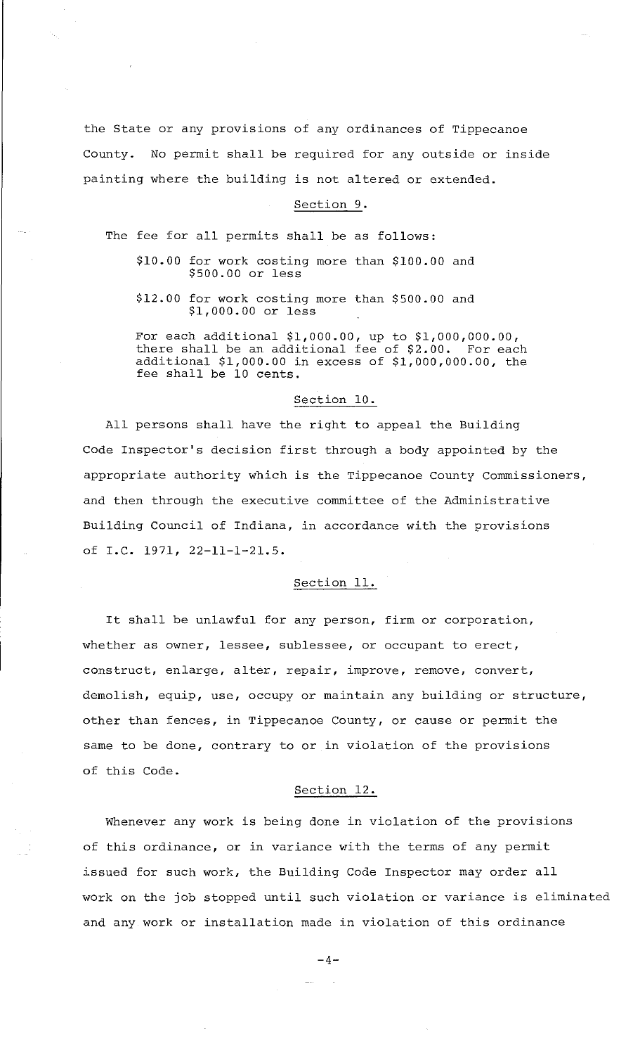the State or any provisions of any ordinances of Tippecanoe County. No permit shall be required for any outside or inside painting where the building is not altered or extended.

## Section 9.

The fee for all permits shall be as follows:

$10.00 for work costing more than $100.00 and $500.00 or less

$12.00 for work costing more than $500.00 and $1,000.00 or less

For each additional $1,000.00, up to $1,000,000.00, there shall be an additional fee of $2.00. For each additional $1,000.00 in excess of $1,000,000.00, the fee shall be 10 cents.

## Section 10.

All persons shall have the right to appeal the Building Code Inspector's decision first through a body appointed by the appropriate authority which is the Tippecanoe County Commissioners, and then through the executive committee of the Administrative Building Council of Indiana, in accordance with the provisions of I.C. 1971, 22-11-1-21.5.

## Section 11.

It shall be unlawful for any person, firm or corporation, whether as owner, lessee, sublessee, or occupant to erect, construct, enlarge, alter, repair, improve, remove, convert, demolish, equip, use, occupy or maintain any building or structure, other than fences, in Tippecanoe County, or cause or permit the same to be done, contrary to or in violation of the provisions of this Code.

## Section 12.

Whenever any work is being done in violation of the provisions of this ordinance, or in variance with the terms of any permit issued for such work, the Building Code Inspector may order all work on the job stopped until such violation or variance is eliminated and any work or installation made in violation of this ordinance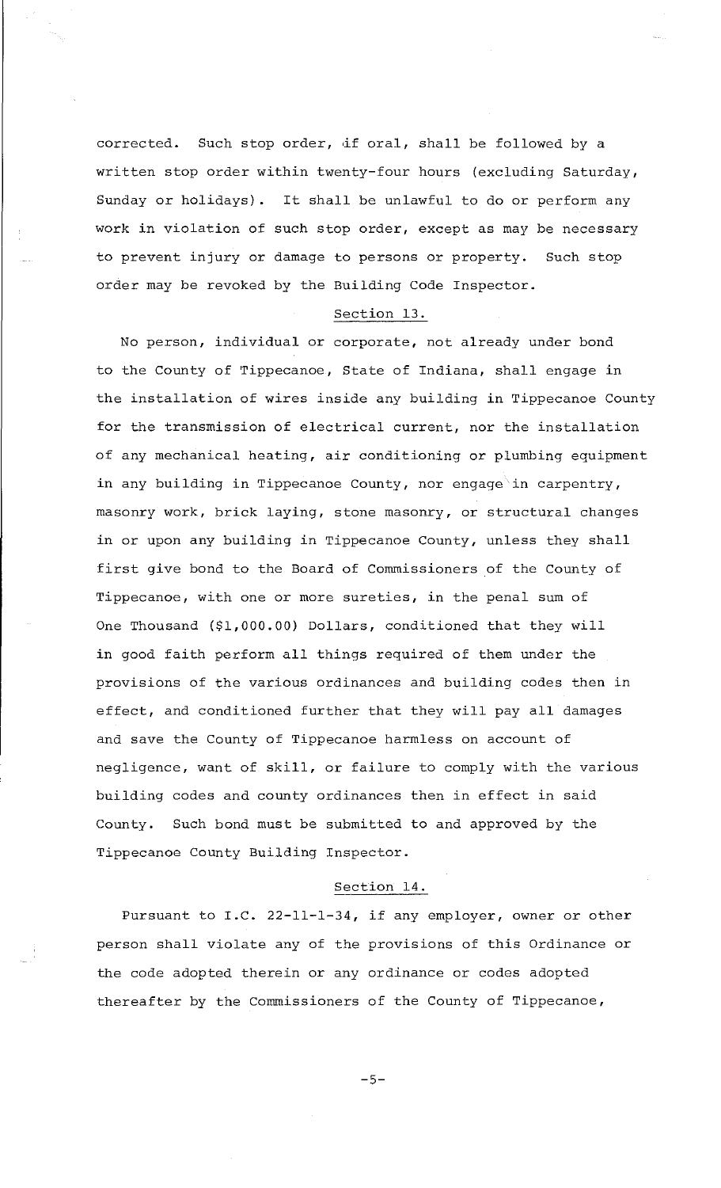corrected. Such stop order, if oral, shall be followed by a written stop order within twenty-four hours (excluding Saturday, Sunday or holidays). It shall be unlawful to do or perform any work in violation of such stop order, except as may be necessary to prevent injury or damage to persons or property. Such stop order may be revoked by the Building Code Inspector.

## Section 13.

No person, individual or corporate, not already under bond to the County of Tippecanoe, State of Indiana, shall engage in the installation of wires inside any building in Tippecanoe County for the transmission of electrical current, nor the installation of any mechanical heating, air conditioning or plumbing equipment in any building in Tippecanoe County, nor engage in carpentry, masonry work, brick laying, stone masonry, or structural changes in or upon any building in Tippecanoe County, unless they shall first give bond to the Board of Commissioners of the County of Tippecanoe, with one or more sureties, in the penal sum of One Thousand ($1,000.00) Dollars, conditioned that they will in good faith perform all things required of them under the provisions of the various ordinances and building codes then in effect, and conditioned further that they will pay all damages and save the County of Tippecanoe harmless on account of negligence, want of skill, or failure to comply with the various building codes and county ordinances then in effect in said County. Such bond must be submitted to and approved by the Tippecanoe County Building Inspector.

## Section 14.

Pursuant to I.C. 22-11-1-34, if any employer, owner or other person shall violate any of the provisions of this Ordinance or the code adopted therein or any ordinance or codes adopted thereafter by the Commissioners of the County of Tippecanoe,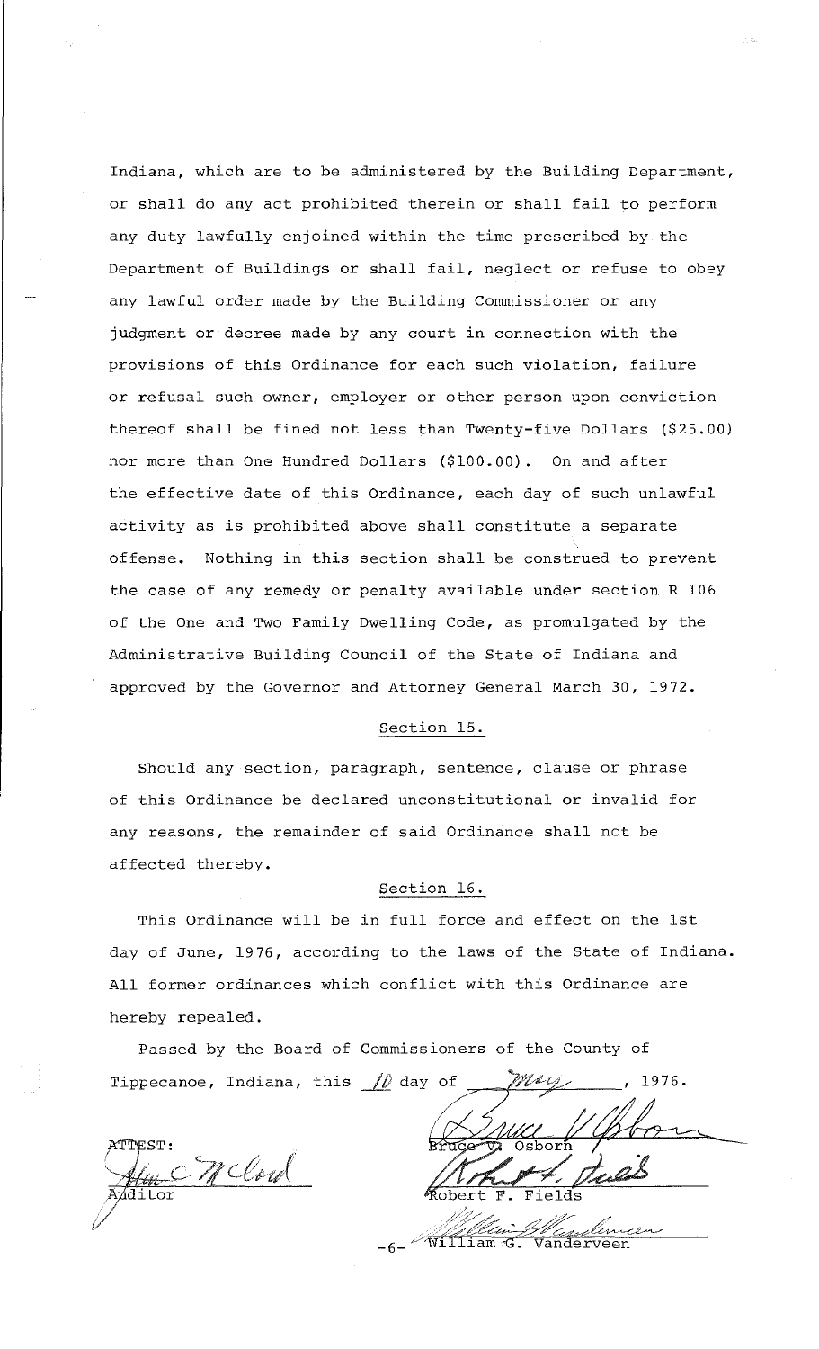Indiana, which are to be administered by the Building Department, or shall do any act prohibited therein or shall fail to perform any duty lawfully enjoined within the time prescribed by the Department of Buildings or shall fail, neglect or refuse to obey any lawful order made by the Building Commissioner or any judgment or decree made by any court in connection with the provisions of this Ordinance for each such violation, failure or refusal such owner, employer or other person upon conviction thereof shall be fined not less than Twenty-five Dollars ($25.00) nor more than One Hundred Dollars ($100.00). On and after the effective date of this Ordinance, each day of such unlawful activity as is prohibited above shall constitute a separate offense. Nothing in this section shall be construed to prevent the case of any remedy or penalty available under section R 106 of the One and Two Family Dwelling Code, as promulgated by the Administrative Building Council of the State of Indiana and approved by the Governor and Attorney General March 30, 1972.

## Section 15.

Should any section, paragraph, sentence, clause or phrase of this Ordinance be declared unconstitutional or invalid for any reasons, the remainder of said Ordinance shall not be affected thereby.

## Section 16.

This Ordinance will be in full force and effect on the 1st day of June, 1976, according to the laws of the State of Indiana. All former ordinances which conflict with this Ordinance are hereby repealed.

Passed by the Board of Commissioners of the County of Tippecanoe, Indiana, this 10 day of May, 1976.

ATTEST:

Wm C McCord
Auditor

Bruce V. Osborn

Robert F. Fields

William G. Vanderveen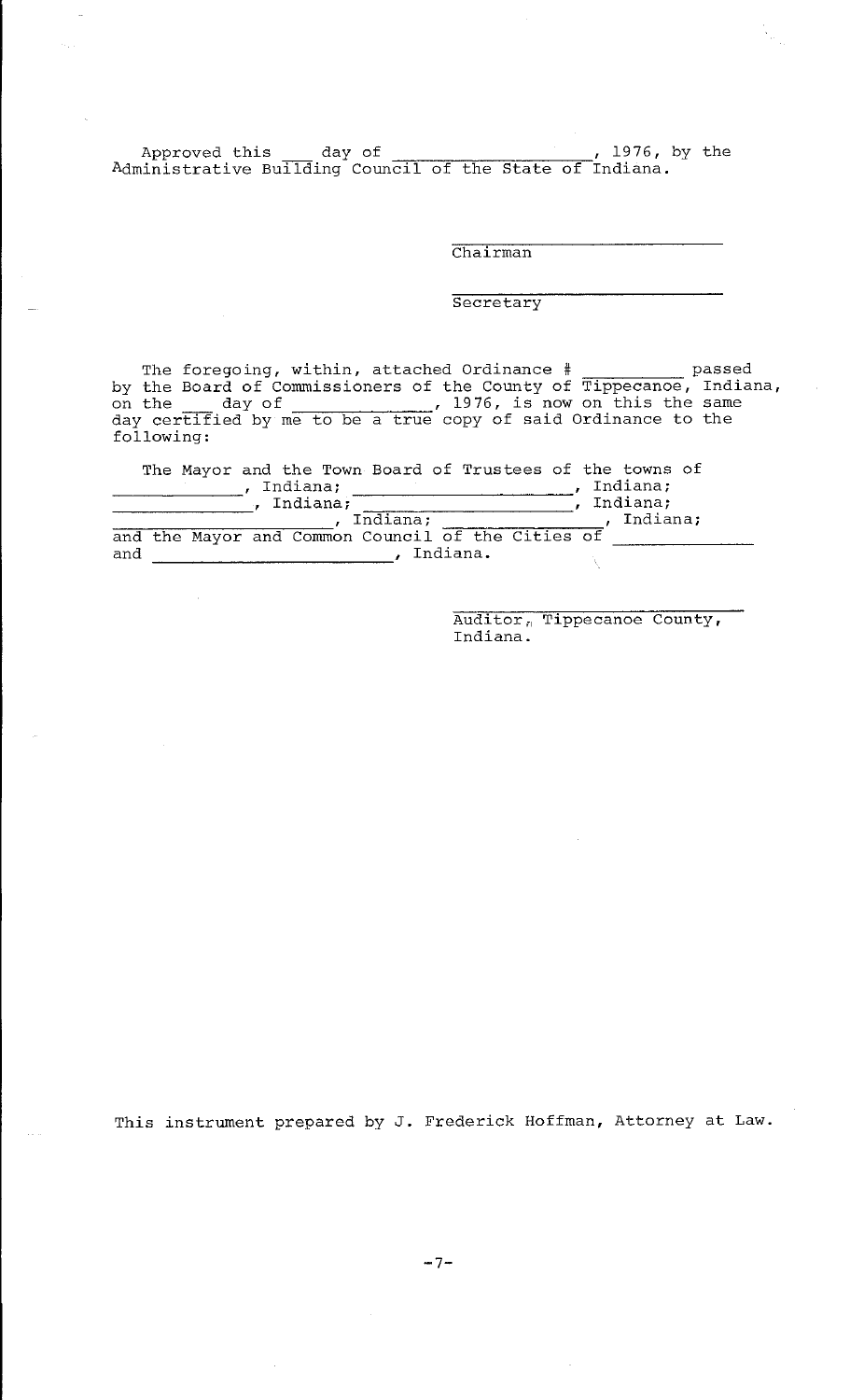Approved this ___ day of ____________________, 1976, by the Administrative Building Council of the State of Indiana.

______________________________
Chairman

______________________________
Secretary

The foregoing, within, attached Ordinance # __________ passed by the Board of Commissioners of the County of Tippecanoe, Indiana, on the ___ day of _____________, 1976, is now on this the same day certified by me to be a true copy of said Ordinance to the following:

The Mayor and the Town Board of Trustees of the towns of _____________, Indiana; ____________________, Indiana; _____________, Indiana; ____________________, Indiana; ____________________, Indiana; _______________, Indiana; and the Mayor and Common Council of the Cities of ______________ and _________________________, Indiana.

______________________________
Auditor, Tippecanoe County, Indiana.

This instrument prepared by J. Frederick Hoffman, Attorney at Law.